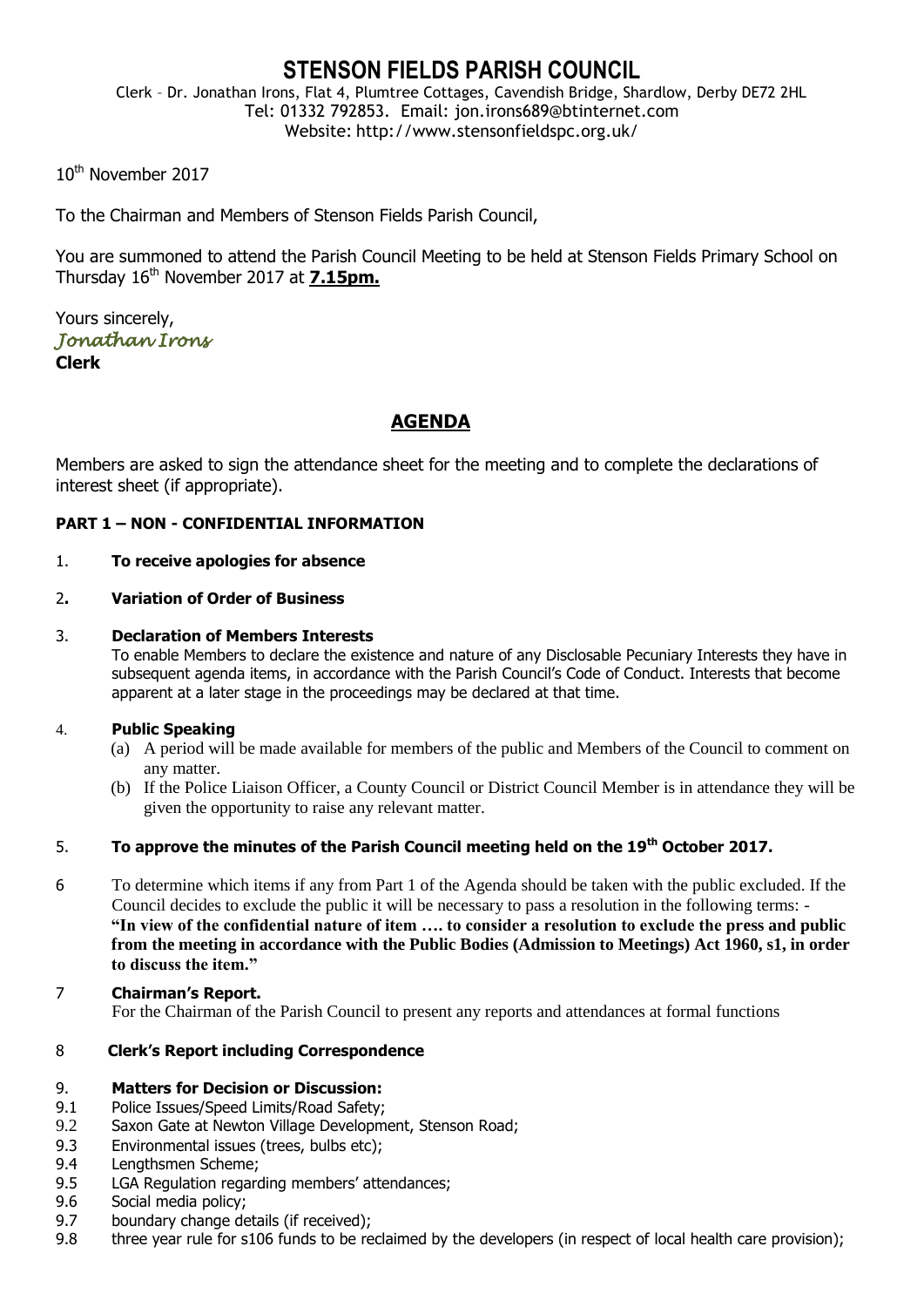# STENSON FIELDS PARISH COUNCIL

Clerk – Dr. Jonathan Irons, Flat 4, Plumtree Cottages, Cavendish Bridge, Shardlow, Derby DE72 2HL
Tel: 01332 792853. Email: jon.irons689@btinternet.com
Website: http://www.stensonfieldspc.org.uk/

10th November 2017

To the Chairman and Members of Stenson Fields Parish Council,

You are summoned to attend the Parish Council Meeting to be held at Stenson Fields Primary School on Thursday 16th November 2017 at **7.15pm.**

Yours sincerely,
*Jonathan Irons*
**Clerk**

## AGENDA

Members are asked to sign the attendance sheet for the meeting and to complete the declarations of interest sheet (if appropriate).

**PART 1 – NON - CONFIDENTIAL INFORMATION**

1. **To receive apologies for absence**

2. **Variation of Order of Business**

3. **Declaration of Members Interests**
   To enable Members to declare the existence and nature of any Disclosable Pecuniary Interests they have in subsequent agenda items, in accordance with the Parish Council's Code of Conduct. Interests that become apparent at a later stage in the proceedings may be declared at that time.

4. **Public Speaking**
   (a) A period will be made available for members of the public and Members of the Council to comment on any matter.
   (b) If the Police Liaison Officer, a County Council or District Council Member is in attendance they will be given the opportunity to raise any relevant matter.

5. **To approve the minutes of the Parish Council meeting held on the 19th October 2017.**

6. To determine which items if any from Part 1 of the Agenda should be taken with the public excluded. If the Council decides to exclude the public it will be necessary to pass a resolution in the following terms: - **"In view of the confidential nature of item …. to consider a resolution to exclude the press and public from the meeting in accordance with the Public Bodies (Admission to Meetings) Act 1960, s1, in order to discuss the item."**

7. **Chairman's Report.**
   For the Chairman of the Parish Council to present any reports and attendances at formal functions

8. **Clerk's Report including Correspondence**

9. **Matters for Decision or Discussion:**

9.1 Police Issues/Speed Limits/Road Safety;
9.2 Saxon Gate at Newton Village Development, Stenson Road;
9.3 Environmental issues (trees, bulbs etc);
9.4 Lengthsmen Scheme;
9.5 LGA Regulation regarding members' attendances;
9.6 Social media policy;
9.7 boundary change details (if received);
9.8 three year rule for s106 funds to be reclaimed by the developers (in respect of local health care provision);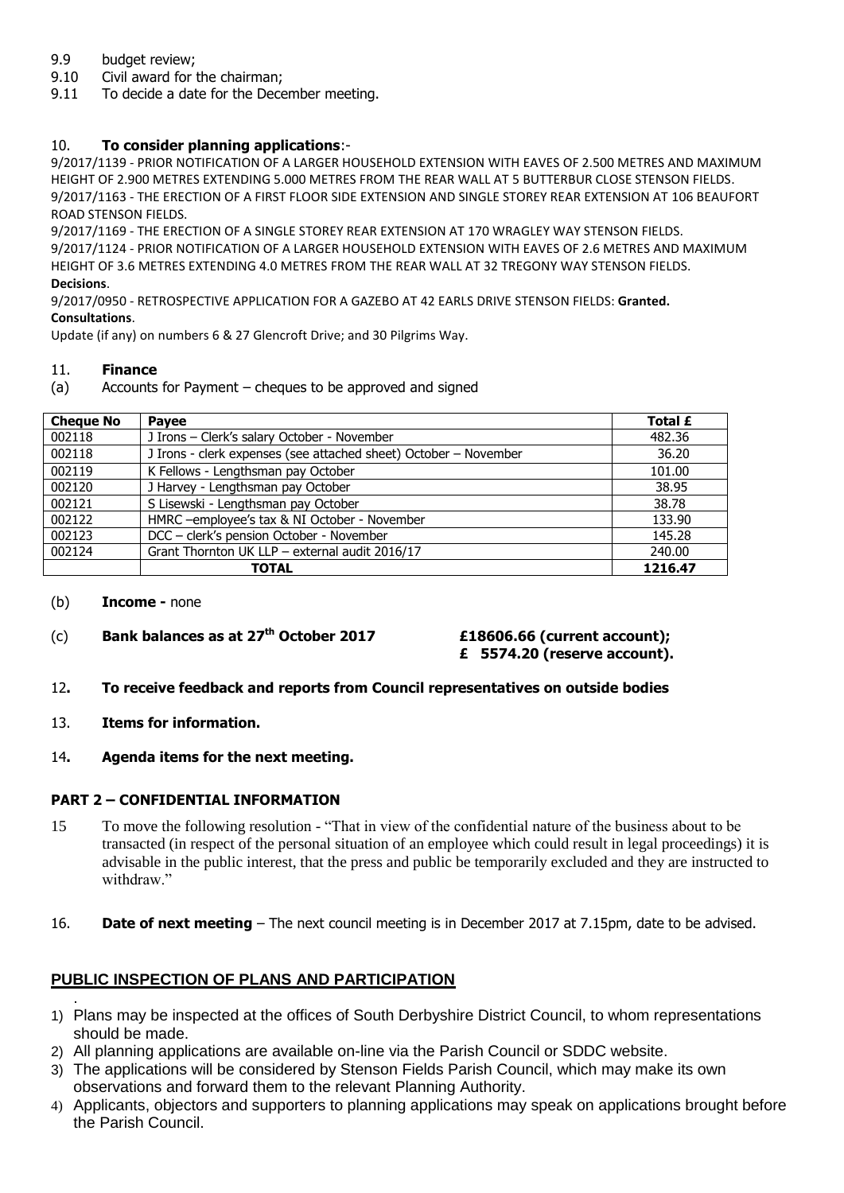9.9 budget review;
9.10 Civil award for the chairman;
9.11 To decide a date for the December meeting.

10. **To consider planning applications**:-

9/2017/1139 - PRIOR NOTIFICATION OF A LARGER HOUSEHOLD EXTENSION WITH EAVES OF 2.500 METRES AND MAXIMUM HEIGHT OF 2.900 METRES EXTENDING 5.000 METRES FROM THE REAR WALL AT 5 BUTTERBUR CLOSE STENSON FIELDS.
9/2017/1163 - THE ERECTION OF A FIRST FLOOR SIDE EXTENSION AND SINGLE STOREY REAR EXTENSION AT 106 BEAUFORT ROAD STENSON FIELDS.
9/2017/1169 - THE ERECTION OF A SINGLE STOREY REAR EXTENSION AT 170 WRAGLEY WAY STENSON FIELDS.
9/2017/1124 - PRIOR NOTIFICATION OF A LARGER HOUSEHOLD EXTENSION WITH EAVES OF 2.6 METRES AND MAXIMUM HEIGHT OF 3.6 METRES EXTENDING 4.0 METRES FROM THE REAR WALL AT 32 TREGONY WAY STENSON FIELDS.

**Decisions**.

9/2017/0950 - RETROSPECTIVE APPLICATION FOR A GAZEBO AT 42 EARLS DRIVE STENSON FIELDS: **Granted.**

**Consultations**.

Update (if any) on numbers 6 & 27 Glencroft Drive; and 30 Pilgrims Way.

11. **Finance**

(a) Accounts for Payment – cheques to be approved and signed

| Cheque No | Payee | Total £ |
|---|---|---|
| 002118 | J Irons – Clerk's salary October - November | 482.36 |
| 002118 | J Irons - clerk expenses (see attached sheet) October – November | 36.20 |
| 002119 | K Fellows - Lengthsman pay October | 101.00 |
| 002120 | J Harvey - Lengthsman pay October | 38.95 |
| 002121 | S Lisewski - Lengthsman pay October | 38.78 |
| 002122 | HMRC –employee's tax & NI October - November | 133.90 |
| 002123 | DCC – clerk's pension October - November | 145.28 |
| 002124 | Grant Thornton UK LLP – external audit 2016/17 | 240.00 |
| | **TOTAL** | **1216.47** |

(b) **Income -** none

(c) **Bank balances as at 27th October 2017** **£18606.66 (current account); £ 5574.20 (reserve account).**

12**. To receive feedback and reports from Council representatives on outside bodies**

13. **Items for information.**

14**. Agenda items for the next meeting.**

**PART 2 – CONFIDENTIAL INFORMATION**

15 To move the following resolution - "That in view of the confidential nature of the business about to be transacted (in respect of the personal situation of an employee which could result in legal proceedings) it is advisable in the public interest, that the press and public be temporarily excluded and they are instructed to withdraw."

16. **Date of next meeting** – The next council meeting is in December 2017 at 7.15pm, date to be advised.

## PUBLIC INSPECTION OF PLANS AND PARTICIPATION

1) Plans may be inspected at the offices of South Derbyshire District Council, to whom representations should be made.
2) All planning applications are available on-line via the Parish Council or SDDC website.
3) The applications will be considered by Stenson Fields Parish Council, which may make its own observations and forward them to the relevant Planning Authority.
4) Applicants, objectors and supporters to planning applications may speak on applications brought before the Parish Council.